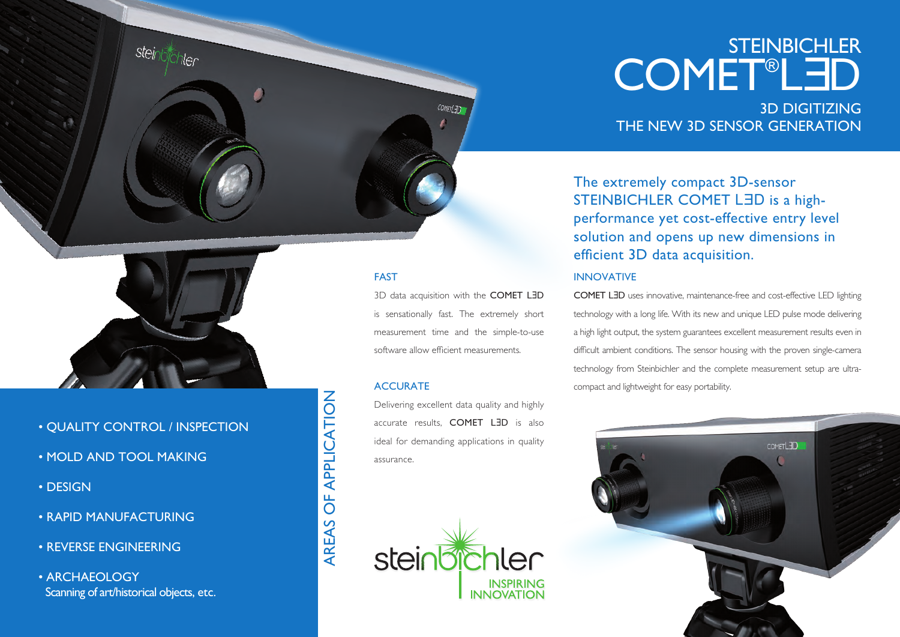# STEINBICHLER COMET® L3D

## 3D DIGITIZING
## THE NEW 3D SENSOR GENERATION

The extremely compact 3D-sensor STEINBICHLER COMET L3D is a high-performance yet cost-effective entry level solution and opens up new dimensions in efficient 3D data acquisition.

### INNOVATIVE

**COMET L3D** uses innovative, maintenance-free and cost-effective LED lighting technology with a long life. With its new and unique LED pulse mode delivering a high light output, the system guarantees excellent measurement results even in difficult ambient conditions. The sensor housing with the proven single-camera technology from Steinbichler and the complete measurement setup are ultra-compact and lightweight for easy portability.

### FAST

3D data acquisition with the **COMET L3D** is sensationally fast. The extremely short measurement time and the simple-to-use software allow efficient measurements.

### ACCURATE

Delivering excellent data quality and highly accurate results, **COMET L3D** is also ideal for demanding applications in quality assurance.

### AREAS OF APPLICATION

- QUALITY CONTROL / INSPECTION
- MOLD AND TOOL MAKING
- DESIGN
- RAPID MANUFACTURING
- REVERSE ENGINEERING
- ARCHAEOLOGY
  Scanning of art/historical objects, etc.

steinbichler
INSPIRING INNOVATION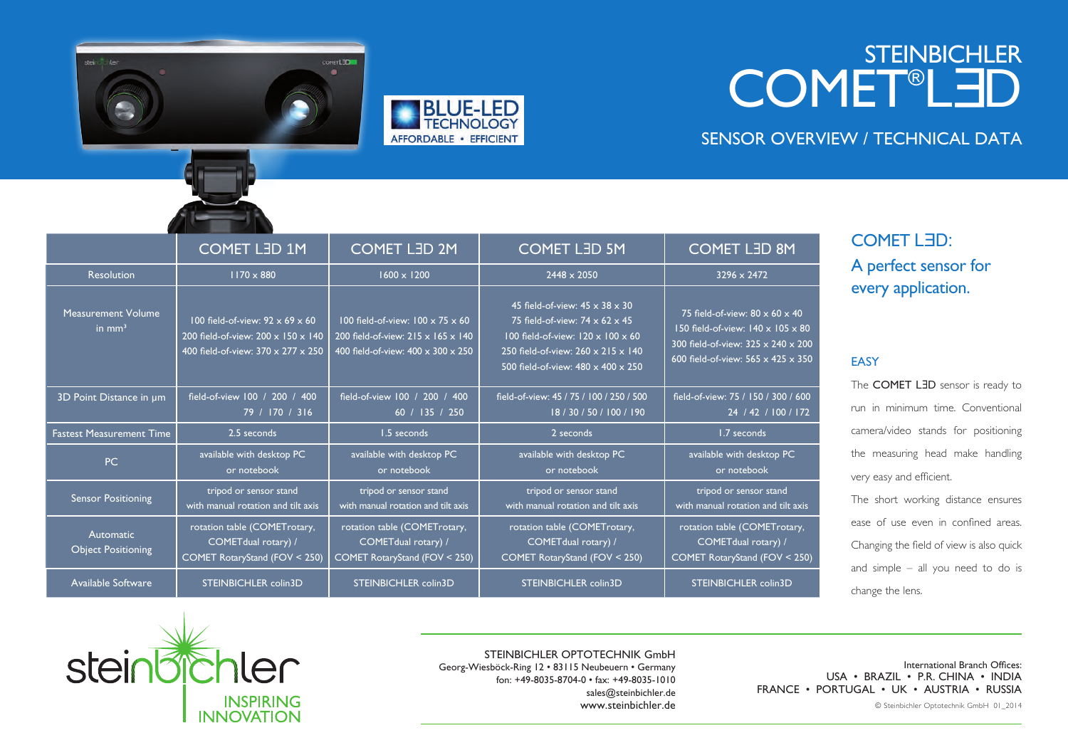# STEINBICHLER COMET®L3D

## SENSOR OVERVIEW / TECHNICAL DATA

BLUE-LED TECHNOLOGY
AFFORDABLE • EFFICIENT

| | COMET L3D 1M | COMET L3D 2M | COMET L3D 5M | COMET L3D 8M |
|---|---|---|---|---|
| Resolution | 1170 x 880 | 1600 x 1200 | 2448 x 2050 | 3296 x 2472 |
| Measurement Volume in mm³ | 100 field-of-view: 92 x 69 x 60<br>200 field-of-view: 200 x 150 x 140<br>400 field-of-view: 370 x 277 x 250 | 100 field-of-view: 100 x 75 x 60<br>200 field-of-view: 215 x 165 x 140<br>400 field-of-view: 400 x 300 x 250 | 45 field-of-view: 45 x 38 x 30<br>75 field-of-view: 74 x 62 x 45<br>100 field-of-view: 120 x 100 x 60<br>250 field-of-view: 260 x 215 x 140<br>500 field-of-view: 480 x 400 x 250 | 75 field-of-view: 80 x 60 x 40<br>150 field-of-view: 140 x 105 x 80<br>300 field-of-view: 325 x 240 x 200<br>600 field-of-view: 565 x 425 x 350 |
| 3D Point Distance in µm | field-of-view 100 / 200 / 400<br>79 / 170 / 316 | field-of-view 100 / 200 / 400<br>60 / 135 / 250 | field-of-view: 45 / 75 / 100 / 250 / 500<br>18 / 30 / 50 / 100 / 190 | field-of-view: 75 / 150 / 300 / 600<br>24 / 42 / 100 / 172 |
| Fastest Measurement Time | 2.5 seconds | 1.5 seconds | 2 seconds | 1.7 seconds |
| PC | available with desktop PC or notebook | available with desktop PC or notebook | available with desktop PC or notebook | available with desktop PC or notebook |
| Sensor Positioning | tripod or sensor stand with manual rotation and tilt axis | tripod or sensor stand with manual rotation and tilt axis | tripod or sensor stand with manual rotation and tilt axis | tripod or sensor stand with manual rotation and tilt axis |
| Automatic Object Positioning | rotation table (COMETrotary, COMETdual rotary) / COMET RotaryStand (FOV < 250) | rotation table (COMETrotary, COMETdual rotary) / COMET RotaryStand (FOV < 250) | rotation table (COMETrotary, COMETdual rotary) / COMET RotaryStand (FOV < 250) | rotation table (COMETrotary, COMETdual rotary) / COMET RotaryStand (FOV < 250) |
| Available Software | STEINBICHLER colin3D | STEINBICHLER colin3D | STEINBICHLER colin3D | STEINBICHLER colin3D |

## COMET L3D: A perfect sensor for every application.

### EASY

The **COMET L3D** sensor is ready to run in minimum time. Conventional camera/video stands for positioning the measuring head make handling very easy and efficient.

The short working distance ensures ease of use even in confined areas.

Changing the field of view is also quick and simple – all you need to do is change the lens.

steinbichler
INSPIRING INNOVATION

STEINBICHLER OPTOTECHNIK GmbH
Georg-Wiesböck-Ring 12 • 83115 Neubeuern • Germany
fon: +49-8035-8704-0 • fax: +49-8035-1010
sales@steinbichler.de
www.steinbichler.de

International Branch Offices:
USA • BRAZIL • P.R. CHINA • INDIA
FRANCE • PORTUGAL • UK • AUSTRIA • RUSSIA

© Steinbichler Optotechnik GmbH 01_2014